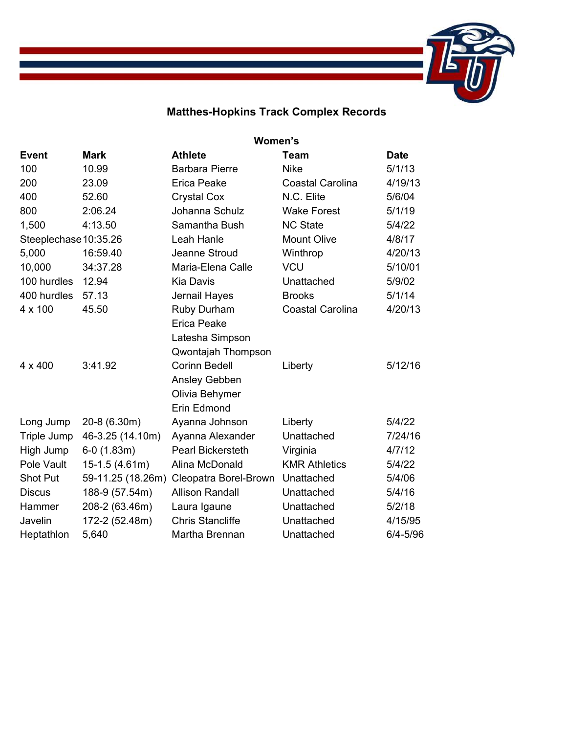# Matthes-Hopkins Track Complex Records

## Women's

| Event | Mark | Athlete | Team | Date |
|---|---|---|---|---|
| 100 | 10.99 | Barbara Pierre | Nike | 5/1/13 |
| 200 | 23.09 | Erica Peake | Coastal Carolina | 4/19/13 |
| 400 | 52.60 | Crystal Cox | N.C. Elite | 5/6/04 |
| 800 | 2:06.24 | Johanna Schulz | Wake Forest | 5/1/19 |
| 1,500 | 4:13.50 | Samantha Bush | NC State | 5/4/22 |
| Steeplechase | 10:35.26 | Leah Hanle | Mount Olive | 4/8/17 |
| 5,000 | 16:59.40 | Jeanne Stroud | Winthrop | 4/20/13 |
| 10,000 | 34:37.28 | Maria-Elena Calle | VCU | 5/10/01 |
| 100 hurdles | 12.94 | Kia Davis | Unattached | 5/9/02 |
| 400 hurdles | 57.13 | Jernail Hayes | Brooks | 5/1/14 |
| 4 x 100 | 45.50 | Ruby Durham<br>Erica Peake<br>Latesha Simpson<br>Qwontajah Thompson | Coastal Carolina | 4/20/13 |
| 4 x 400 | 3:41.92 | Corinn Bedell<br>Ansley Gebben<br>Olivia Behymer<br>Erin Edmond | Liberty | 5/12/16 |
| Long Jump | 20-8 (6.30m) | Ayanna Johnson | Liberty | 5/4/22 |
| Triple Jump | 46-3.25 (14.10m) | Ayanna Alexander | Unattached | 7/24/16 |
| High Jump | 6-0 (1.83m) | Pearl Bickersteth | Virginia | 4/7/12 |
| Pole Vault | 15-1.5 (4.61m) | Alina McDonald | KMR Athletics | 5/4/22 |
| Shot Put | 59-11.25 (18.26m) | Cleopatra Borel-Brown | Unattached | 5/4/06 |
| Discus | 188-9 (57.54m) | Allison Randall | Unattached | 5/4/16 |
| Hammer | 208-2 (63.46m) | Laura Igaune | Unattached | 5/2/18 |
| Javelin | 172-2 (52.48m) | Chris Stancliffe | Unattached | 4/15/95 |
| Heptathlon | 5,640 | Martha Brennan | Unattached | 6/4-5/96 |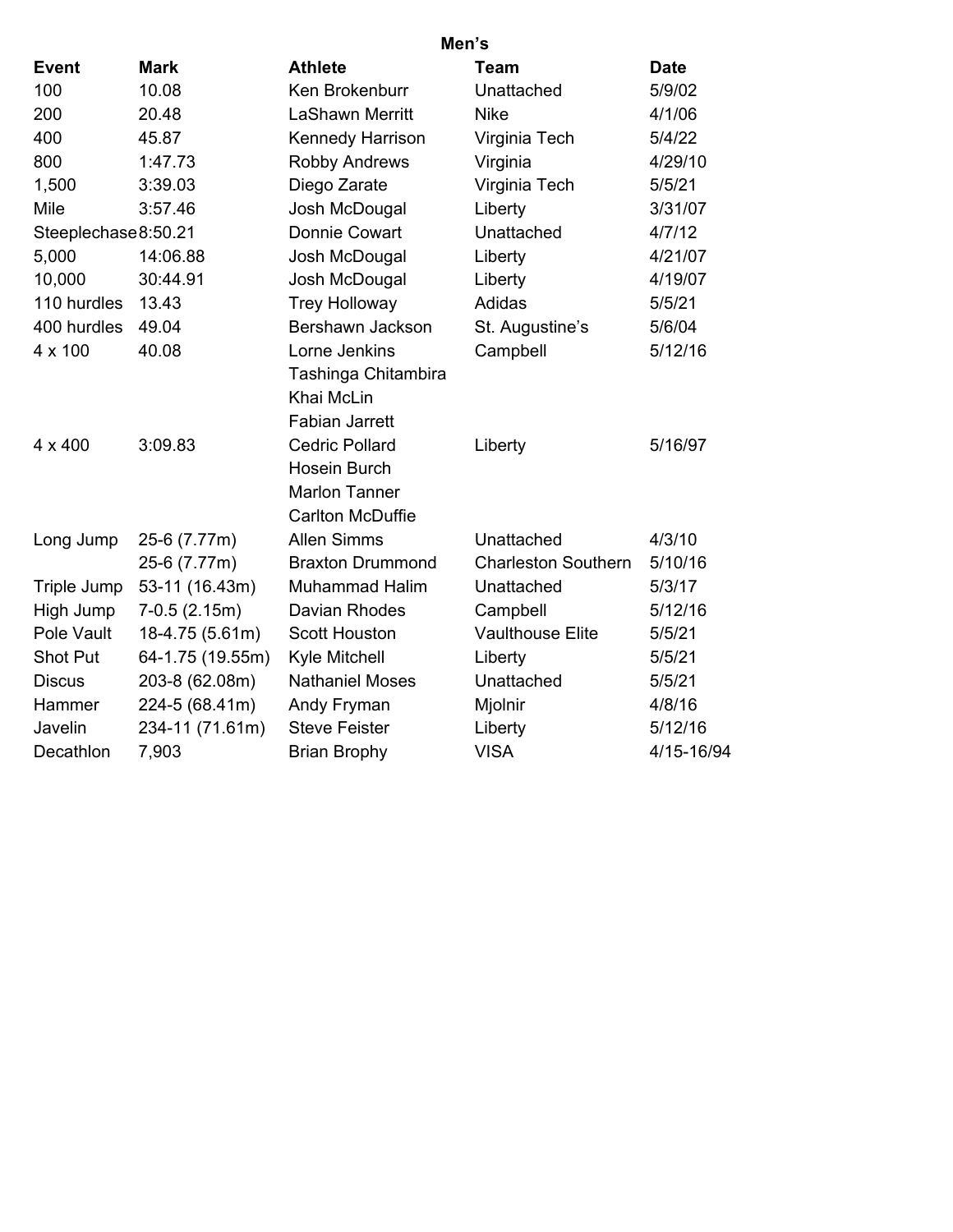## Men's

| Event | Mark | Athlete | Team | Date |
|---|---|---|---|---|
| 100 | 10.08 | Ken Brokenburr | Unattached | 5/9/02 |
| 200 | 20.48 | LaShawn Merritt | Nike | 4/1/06 |
| 400 | 45.87 | Kennedy Harrison | Virginia Tech | 5/4/22 |
| 800 | 1:47.73 | Robby Andrews | Virginia | 4/29/10 |
| 1,500 | 3:39.03 | Diego Zarate | Virginia Tech | 5/5/21 |
| Mile | 3:57.46 | Josh McDougal | Liberty | 3/31/07 |
| Steeplechase | 8:50.21 | Donnie Cowart | Unattached | 4/7/12 |
| 5,000 | 14:06.88 | Josh McDougal | Liberty | 4/21/07 |
| 10,000 | 30:44.91 | Josh McDougal | Liberty | 4/19/07 |
| 110 hurdles | 13.43 | Trey Holloway | Adidas | 5/5/21 |
| 400 hurdles | 49.04 | Bershawn Jackson | St. Augustine's | 5/6/04 |
| 4 x 100 | 40.08 | Lorne Jenkins | Campbell | 5/12/16 |
| | | Tashinga Chitambira | | |
| | | Khai McLin | | |
| | | Fabian Jarrett | | |
| 4 x 400 | 3:09.83 | Cedric Pollard | Liberty | 5/16/97 |
| | | Hosein Burch | | |
| | | Marlon Tanner | | |
| | | Carlton McDuffie | | |
| Long Jump | 25-6 (7.77m) | Allen Simms | Unattached | 4/3/10 |
| | 25-6 (7.77m) | Braxton Drummond | Charleston Southern | 5/10/16 |
| Triple Jump | 53-11 (16.43m) | Muhammad Halim | Unattached | 5/3/17 |
| High Jump | 7-0.5 (2.15m) | Davian Rhodes | Campbell | 5/12/16 |
| Pole Vault | 18-4.75 (5.61m) | Scott Houston | Vaulthouse Elite | 5/5/21 |
| Shot Put | 64-1.75 (19.55m) | Kyle Mitchell | Liberty | 5/5/21 |
| Discus | 203-8 (62.08m) | Nathaniel Moses | Unattached | 5/5/21 |
| Hammer | 224-5 (68.41m) | Andy Fryman | Mjolnir | 4/8/16 |
| Javelin | 234-11 (71.61m) | Steve Feister | Liberty | 5/12/16 |
| Decathlon | 7,903 | Brian Brophy | VISA | 4/15-16/94 |